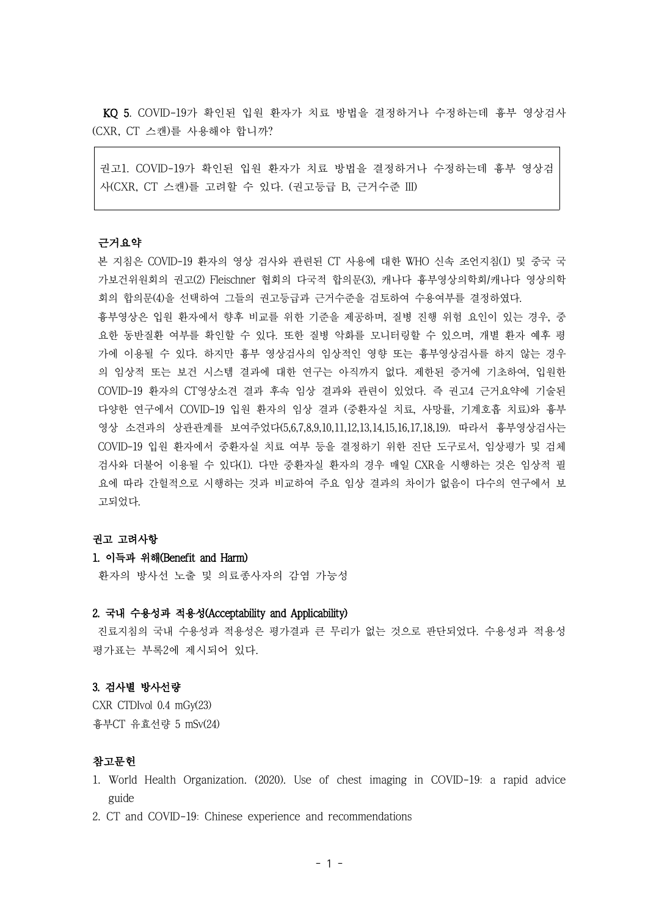**KQ 5**. COVID-19가 확인된 입원 환자가 치료 방법을 결정하거나 수정하는데 흉부 영상검사(CXR, CT 스캔)를 사용해야 합니까?

> 권고1. COVID-19가 확인된 입원 환자가 치료 방법을 결정하거나 수정하는데 흉부 영상검사(CXR, CT 스캔)를 고려할 수 있다. (권고등급 B, 근거수준 III)

**근거요약**

본 지침은 COVID-19 환자의 영상 검사와 관련된 CT 사용에 대한 WHO 신속 조언지침(1) 및 중국 국가보건위원회의 권고(2) Fleischner 협회의 다국적 합의문(3), 캐나다 흉부영상의학회/캐나다 영상의학회의 합의문(4)을 선택하여 그들의 권고등급과 근거수준을 검토하여 수용여부를 결정하였다.

흉부영상은 입원 환자에서 향후 비교를 위한 기준을 제공하며, 질병 진행 위험 요인이 있는 경우, 중요한 동반질환 여부를 확인할 수 있다. 또한 질병 악화를 모니터링할 수 있으며, 개별 환자 예후 평가에 이용될 수 있다. 하지만 흉부 영상검사의 임상적인 영향 또는 흉부영상검사를 하지 않는 경우의 임상적 또는 보건 시스템 결과에 대한 연구는 아직까지 없다. 제한된 증거에 기초하여, 입원한 COVID-19 환자의 CT영상소견 결과 후속 임상 결과와 관련이 있었다. 즉 권고4 근거요약에 기술된 다양한 연구에서 COVID-19 입원 환자의 임상 결과 (중환자실 치료, 사망률, 기계호흡 치료)와 흉부 영상 소견과의 상관관계를 보여주었다(5,6,7,8,9,10,11,12,13,14,15,16,17,18,19). 따라서 흉부영상검사는 COVID-19 입원 환자에서 중환자실 치료 여부 등을 결정하기 위한 진단 도구로서, 임상평가 및 검체 검사와 더불어 이용될 수 있다(1). 다만 중환자실 환자의 경우 매일 CXR을 시행하는 것은 임상적 필요에 따라 간헐적으로 시행하는 것과 비교하여 주요 임상 결과의 차이가 없음이 다수의 연구에서 보고되었다.

**권고 고려사항**

**1. 이득과 위해(Benefit and Harm)**

환자의 방사선 노출 및 의료종사자의 감염 가능성

**2. 국내 수용성과 적용성(Acceptability and Applicability)**

진료지침의 국내 수용성과 적용성은 평가결과 큰 무리가 없는 것으로 판단되었다. 수용성과 적용성 평가표는 부록2에 제시되어 있다.

**3. 검사별 방사선량**

CXR CTDIvol 0.4 mGy(23)
흉부CT 유효선량 5 mSv(24)

**참고문헌**

1. World Health Organization. (2020). Use of chest imaging in COVID-19: a rapid advice guide
2. CT and COVID-19: Chinese experience and recommendations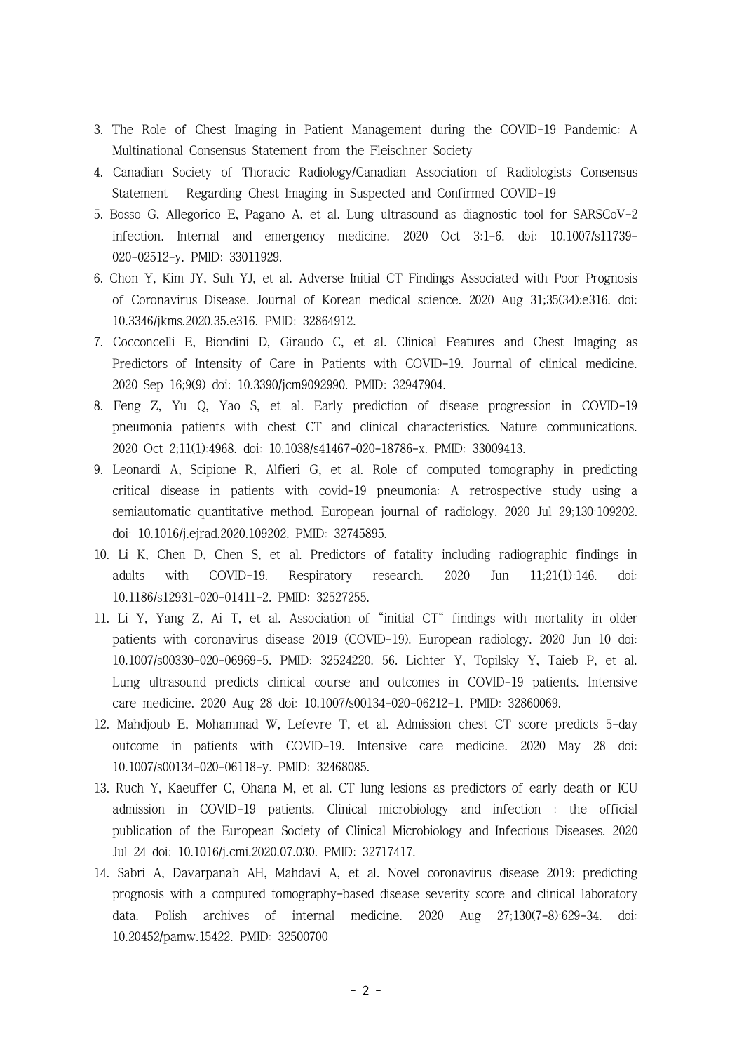3. The Role of Chest Imaging in Patient Management during the COVID-19 Pandemic: A Multinational Consensus Statement from the Fleischner Society
4. Canadian Society of Thoracic Radiology/Canadian Association of Radiologists Consensus Statement Regarding Chest Imaging in Suspected and Confirmed COVID-19
5. Bosso G, Allegorico E, Pagano A, et al. Lung ultrasound as diagnostic tool for SARSCoV-2 infection. Internal and emergency medicine. 2020 Oct 3:1-6. doi: 10.1007/s11739-020-02512-y. PMID: 33011929.
6. Chon Y, Kim JY, Suh YJ, et al. Adverse Initial CT Findings Associated with Poor Prognosis of Coronavirus Disease. Journal of Korean medical science. 2020 Aug 31;35(34):e316. doi: 10.3346/jkms.2020.35.e316. PMID: 32864912.
7. Cocconcelli E, Biondini D, Giraudo C, et al. Clinical Features and Chest Imaging as Predictors of Intensity of Care in Patients with COVID-19. Journal of clinical medicine. 2020 Sep 16;9(9) doi: 10.3390/jcm9092990. PMID: 32947904.
8. Feng Z, Yu Q, Yao S, et al. Early prediction of disease progression in COVID-19 pneumonia patients with chest CT and clinical characteristics. Nature communications. 2020 Oct 2;11(1):4968. doi: 10.1038/s41467-020-18786-x. PMID: 33009413.
9. Leonardi A, Scipione R, Alfieri G, et al. Role of computed tomography in predicting critical disease in patients with covid-19 pneumonia: A retrospective study using a semiautomatic quantitative method. European journal of radiology. 2020 Jul 29;130:109202. doi: 10.1016/j.ejrad.2020.109202. PMID: 32745895.
10. Li K, Chen D, Chen S, et al. Predictors of fatality including radiographic findings in adults with COVID-19. Respiratory research. 2020 Jun 11;21(1):146. doi: 10.1186/s12931-020-01411-2. PMID: 32527255.
11. Li Y, Yang Z, Ai T, et al. Association of "initial CT" findings with mortality in older patients with coronavirus disease 2019 (COVID-19). European radiology. 2020 Jun 10 doi: 10.1007/s00330-020-06969-5. PMID: 32524220. 56. Lichter Y, Topilsky Y, Taieb P, et al. Lung ultrasound predicts clinical course and outcomes in COVID-19 patients. Intensive care medicine. 2020 Aug 28 doi: 10.1007/s00134-020-06212-1. PMID: 32860069.
12. Mahdjoub E, Mohammad W, Lefevre T, et al. Admission chest CT score predicts 5-day outcome in patients with COVID-19. Intensive care medicine. 2020 May 28 doi: 10.1007/s00134-020-06118-y. PMID: 32468085.
13. Ruch Y, Kaeuffer C, Ohana M, et al. CT lung lesions as predictors of early death or ICU admission in COVID-19 patients. Clinical microbiology and infection : the official publication of the European Society of Clinical Microbiology and Infectious Diseases. 2020 Jul 24 doi: 10.1016/j.cmi.2020.07.030. PMID: 32717417.
14. Sabri A, Davarpanah AH, Mahdavi A, et al. Novel coronavirus disease 2019: predicting prognosis with a computed tomography-based disease severity score and clinical laboratory data. Polish archives of internal medicine. 2020 Aug 27;130(7-8):629-34. doi: 10.20452/pamw.15422. PMID: 32500700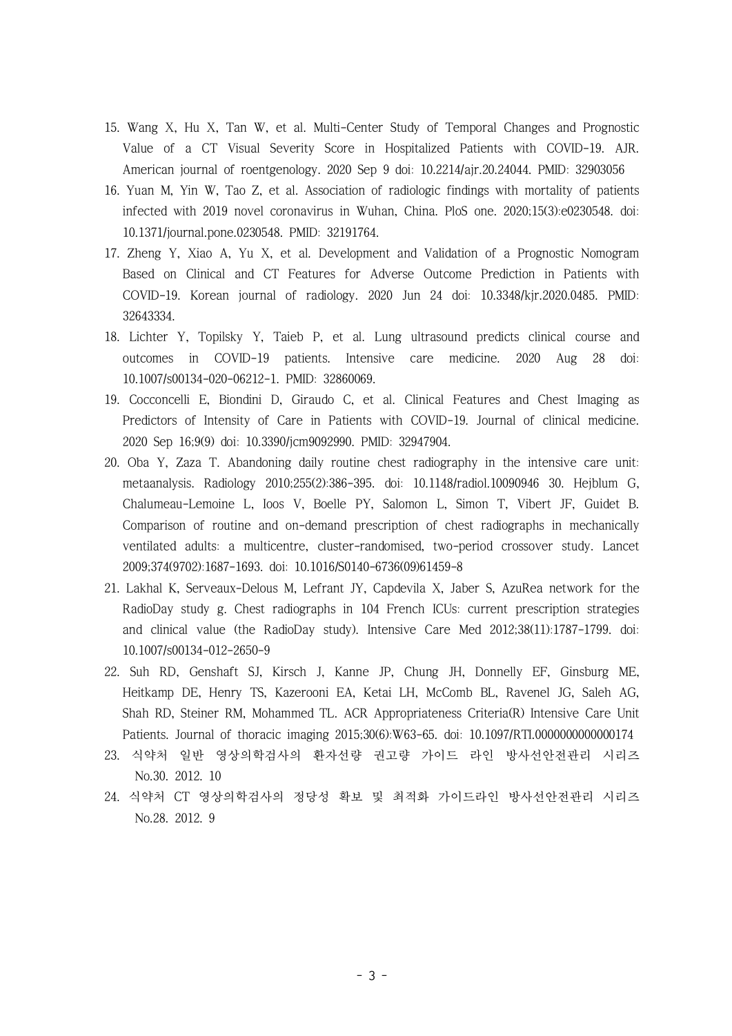15. Wang X, Hu X, Tan W, et al. Multi-Center Study of Temporal Changes and Prognostic Value of a CT Visual Severity Score in Hospitalized Patients with COVID-19. AJR. American journal of roentgenology. 2020 Sep 9 doi: 10.2214/ajr.20.24044. PMID: 32903056
16. Yuan M, Yin W, Tao Z, et al. Association of radiologic findings with mortality of patients infected with 2019 novel coronavirus in Wuhan, China. PloS one. 2020;15(3):e0230548. doi: 10.1371/journal.pone.0230548. PMID: 32191764.
17. Zheng Y, Xiao A, Yu X, et al. Development and Validation of a Prognostic Nomogram Based on Clinical and CT Features for Adverse Outcome Prediction in Patients with COVID-19. Korean journal of radiology. 2020 Jun 24 doi: 10.3348/kjr.2020.0485. PMID: 32643334.
18. Lichter Y, Topilsky Y, Taieb P, et al. Lung ultrasound predicts clinical course and outcomes in COVID-19 patients. Intensive care medicine. 2020 Aug 28 doi: 10.1007/s00134-020-06212-1. PMID: 32860069.
19. Cocconcelli E, Biondini D, Giraudo C, et al. Clinical Features and Chest Imaging as Predictors of Intensity of Care in Patients with COVID-19. Journal of clinical medicine. 2020 Sep 16;9(9) doi: 10.3390/jcm9092990. PMID: 32947904.
20. Oba Y, Zaza T. Abandoning daily routine chest radiography in the intensive care unit: metaanalysis. Radiology 2010;255(2):386-395. doi: 10.1148/radiol.10090946 30. Hejblum G, Chalumeau-Lemoine L, Ioos V, Boelle PY, Salomon L, Simon T, Vibert JF, Guidet B. Comparison of routine and on-demand prescription of chest radiographs in mechanically ventilated adults: a multicentre, cluster-randomised, two-period crossover study. Lancet 2009;374(9702):1687-1693. doi: 10.1016/S0140-6736(09)61459-8
21. Lakhal K, Serveaux-Delous M, Lefrant JY, Capdevila X, Jaber S, AzuRea network for the RadioDay study g. Chest radiographs in 104 French ICUs: current prescription strategies and clinical value (the RadioDay study). Intensive Care Med 2012;38(11):1787-1799. doi: 10.1007/s00134-012-2650-9
22. Suh RD, Genshaft SJ, Kirsch J, Kanne JP, Chung JH, Donnelly EF, Ginsburg ME, Heitkamp DE, Henry TS, Kazerooni EA, Ketai LH, McComb BL, Ravenel JG, Saleh AG, Shah RD, Steiner RM, Mohammed TL. ACR Appropriateness Criteria(R) Intensive Care Unit Patients. Journal of thoracic imaging 2015;30(6):W63-65. doi: 10.1097/RTI.0000000000000174
23. 식약처 일반 영상의학검사의 환자선량 권고량 가이드 라인 방사선안전관리 시리즈 No.30. 2012. 10
24. 식약처 CT 영상의학검사의 정당성 확보 및 최적화 가이드라인 방사선안전관리 시리즈 No.28. 2012. 9